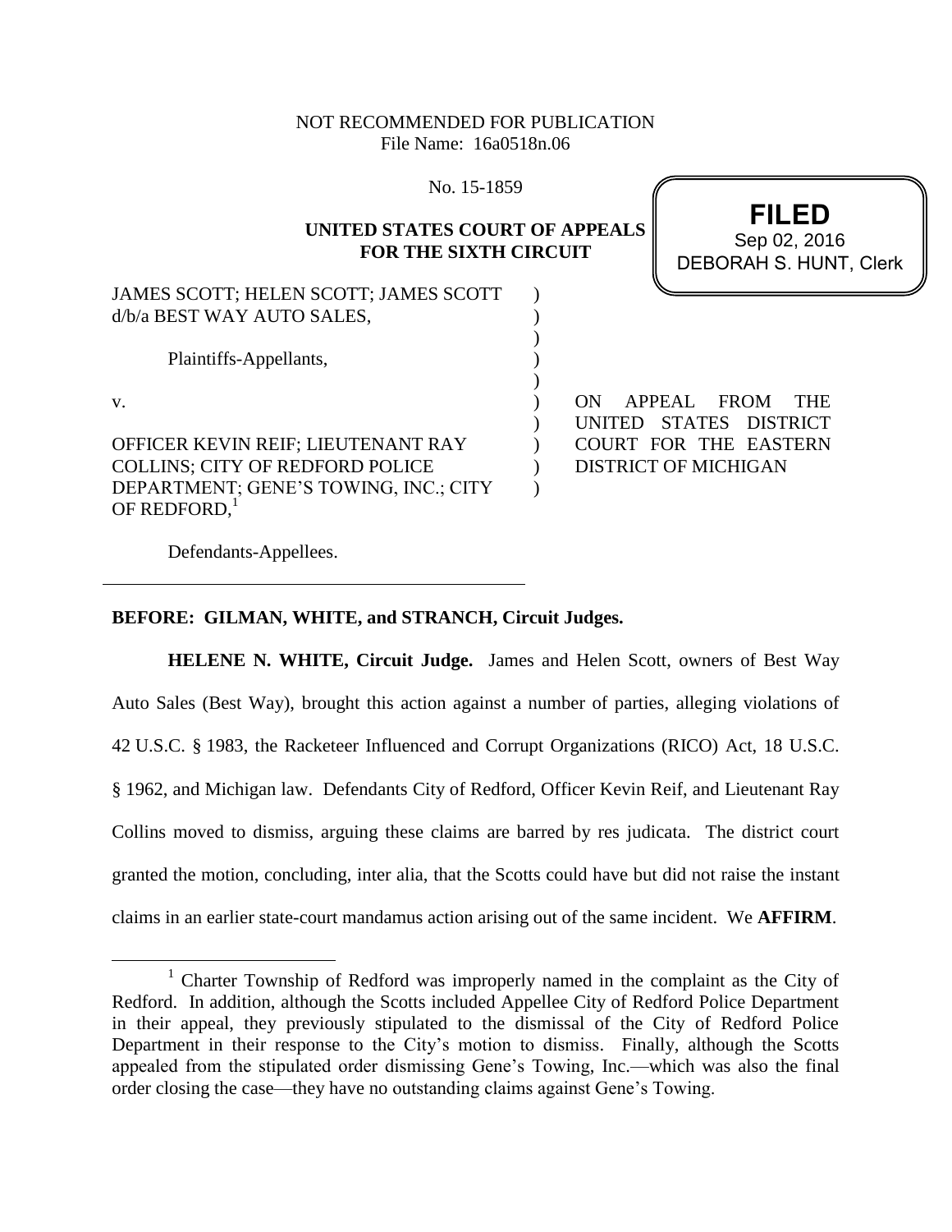NOT RECOMMENDED FOR PUBLICATION
File Name: 16a0518n.06

No. 15-1859

**UNITED STATES COURT OF APPEALS
FOR THE SIXTH CIRCUIT**

**FILED**
Sep 02, 2016
DEBORAH S. HUNT, Clerk

JAMES SCOTT; HELEN SCOTT; JAMES SCOTT d/b/a BEST WAY AUTO SALES,

Plaintiffs-Appellants,

v.

OFFICER KEVIN REIF; LIEUTENANT RAY COLLINS; CITY OF REDFORD POLICE DEPARTMENT; GENE'S TOWING, INC.; CITY OF REDFORD,[1]

Defendants-Appellees.

ON APPEAL FROM THE UNITED STATES DISTRICT COURT FOR THE EASTERN DISTRICT OF MICHIGAN

**BEFORE: GILMAN, WHITE, and STRANCH, Circuit Judges.**

**HELENE N. WHITE, Circuit Judge.** James and Helen Scott, owners of Best Way Auto Sales (Best Way), brought this action against a number of parties, alleging violations of 42 U.S.C. § 1983, the Racketeer Influenced and Corrupt Organizations (RICO) Act, 18 U.S.C. § 1962, and Michigan law. Defendants City of Redford, Officer Kevin Reif, and Lieutenant Ray Collins moved to dismiss, arguing these claims are barred by res judicata. The district court granted the motion, concluding, inter alia, that the Scotts could have but did not raise the instant claims in an earlier state-court mandamus action arising out of the same incident. We **AFFIRM**.

[1] Charter Township of Redford was improperly named in the complaint as the City of Redford. In addition, although the Scotts included Appellee City of Redford Police Department in their appeal, they previously stipulated to the dismissal of the City of Redford Police Department in their response to the City's motion to dismiss. Finally, although the Scotts appealed from the stipulated order dismissing Gene's Towing, Inc.—which was also the final order closing the case—they have no outstanding claims against Gene's Towing.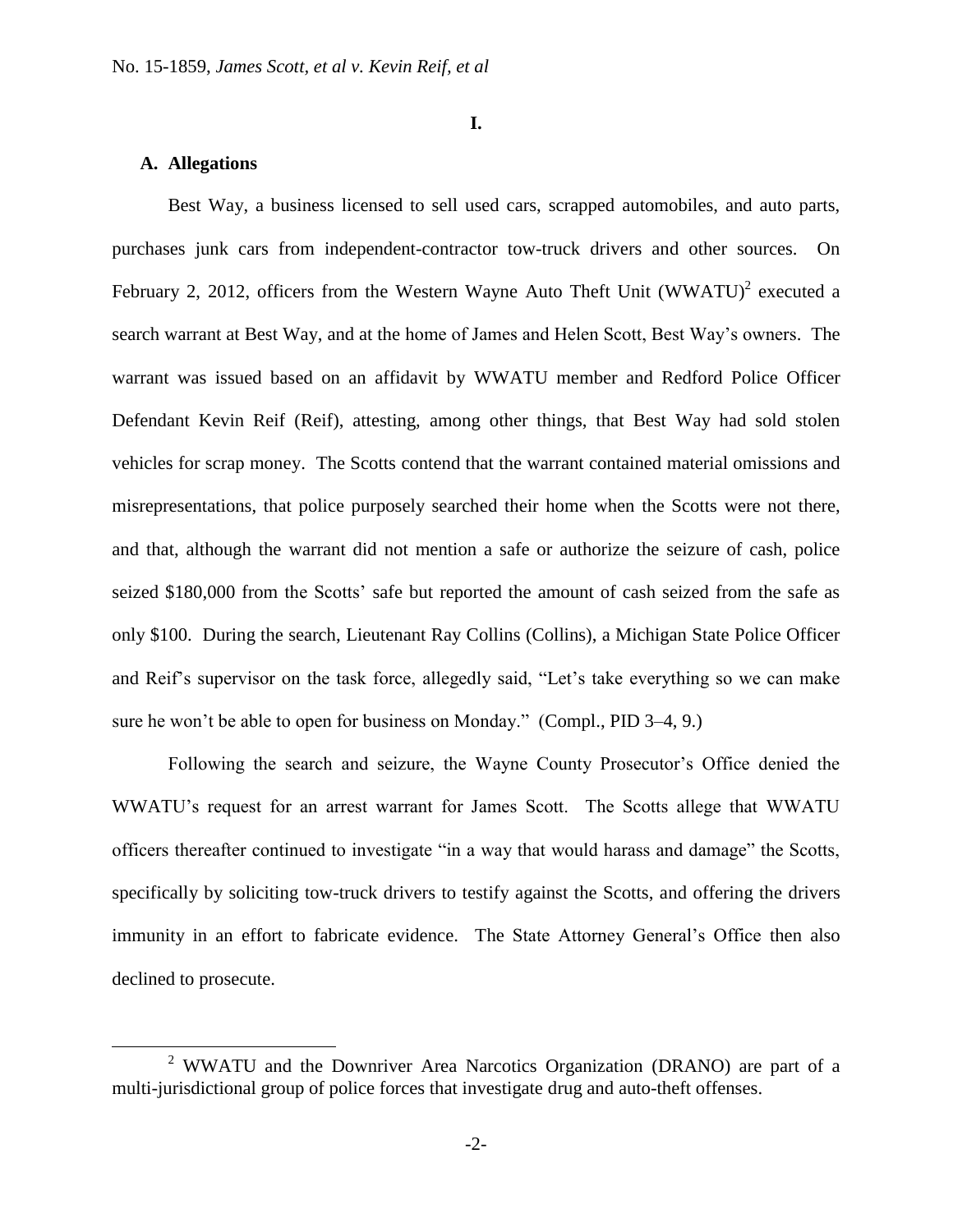## I.

### A. Allegations

Best Way, a business licensed to sell used cars, scrapped automobiles, and auto parts, purchases junk cars from independent-contractor tow-truck drivers and other sources. On February 2, 2012, officers from the Western Wayne Auto Theft Unit (WWATU)[2] executed a search warrant at Best Way, and at the home of James and Helen Scott, Best Way's owners. The warrant was issued based on an affidavit by WWATU member and Redford Police Officer Defendant Kevin Reif (Reif), attesting, among other things, that Best Way had sold stolen vehicles for scrap money. The Scotts contend that the warrant contained material omissions and misrepresentations, that police purposely searched their home when the Scotts were not there, and that, although the warrant did not mention a safe or authorize the seizure of cash, police seized $180,000 from the Scotts' safe but reported the amount of cash seized from the safe as only $100. During the search, Lieutenant Ray Collins (Collins), a Michigan State Police Officer and Reif's supervisor on the task force, allegedly said, "Let's take everything so we can make sure he won't be able to open for business on Monday." (Compl., PID 3–4, 9.)

Following the search and seizure, the Wayne County Prosecutor's Office denied the WWATU's request for an arrest warrant for James Scott. The Scotts allege that WWATU officers thereafter continued to investigate "in a way that would harass and damage" the Scotts, specifically by soliciting tow-truck drivers to testify against the Scotts, and offering the drivers immunity in an effort to fabricate evidence. The State Attorney General's Office then also declined to prosecute.

[2] WWATU and the Downriver Area Narcotics Organization (DRANO) are part of a multi-jurisdictional group of police forces that investigate drug and auto-theft offenses.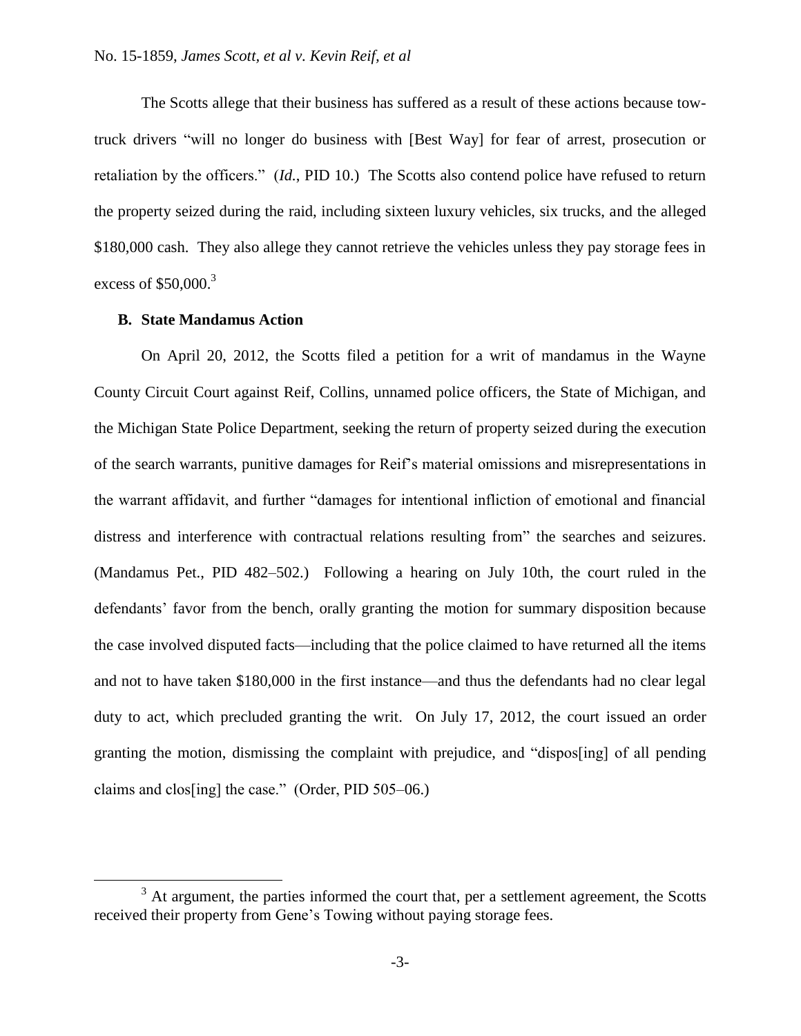The Scotts allege that their business has suffered as a result of these actions because tow-truck drivers "will no longer do business with [Best Way] for fear of arrest, prosecution or retaliation by the officers." (*Id.*, PID 10.) The Scotts also contend police have refused to return the property seized during the raid, including sixteen luxury vehicles, six trucks, and the alleged \$180,000 cash. They also allege they cannot retrieve the vehicles unless they pay storage fees in excess of \$50,000.[3]

### B. State Mandamus Action

On April 20, 2012, the Scotts filed a petition for a writ of mandamus in the Wayne County Circuit Court against Reif, Collins, unnamed police officers, the State of Michigan, and the Michigan State Police Department, seeking the return of property seized during the execution of the search warrants, punitive damages for Reif's material omissions and misrepresentations in the warrant affidavit, and further "damages for intentional infliction of emotional and financial distress and interference with contractual relations resulting from" the searches and seizures. (Mandamus Pet., PID 482–502.) Following a hearing on July 10th, the court ruled in the defendants' favor from the bench, orally granting the motion for summary disposition because the case involved disputed facts—including that the police claimed to have returned all the items and not to have taken \$180,000 in the first instance—and thus the defendants had no clear legal duty to act, which precluded granting the writ. On July 17, 2012, the court issued an order granting the motion, dismissing the complaint with prejudice, and "dispos[ing] of all pending claims and clos[ing] the case." (Order, PID 505–06.)

[3] At argument, the parties informed the court that, per a settlement agreement, the Scotts received their property from Gene's Towing without paying storage fees.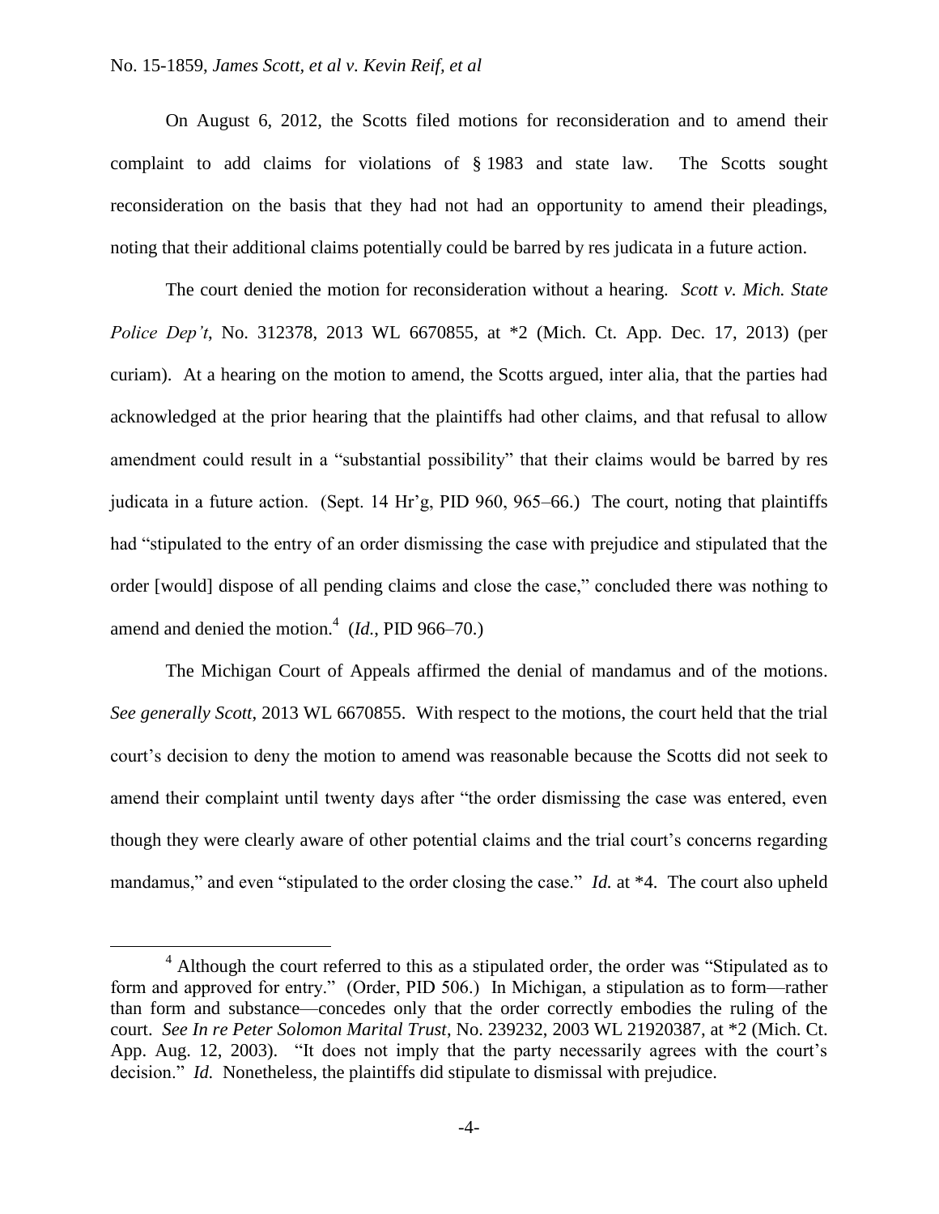On August 6, 2012, the Scotts filed motions for reconsideration and to amend their complaint to add claims for violations of § 1983 and state law. The Scotts sought reconsideration on the basis that they had not had an opportunity to amend their pleadings, noting that their additional claims potentially could be barred by res judicata in a future action.

The court denied the motion for reconsideration without a hearing. *Scott v. Mich. State Police Dep't*, No. 312378, 2013 WL 6670855, at *2 (Mich. Ct. App. Dec. 17, 2013) (per curiam). At a hearing on the motion to amend, the Scotts argued, inter alia, that the parties had acknowledged at the prior hearing that the plaintiffs had other claims, and that refusal to allow amendment could result in a "substantial possibility" that their claims would be barred by res judicata in a future action. (Sept. 14 Hr'g, PID 960, 965–66.) The court, noting that plaintiffs had "stipulated to the entry of an order dismissing the case with prejudice and stipulated that the order [would] dispose of all pending claims and close the case," concluded there was nothing to amend and denied the motion.[4] (*Id.*, PID 966–70.)

The Michigan Court of Appeals affirmed the denial of mandamus and of the motions. *See generally Scott*, 2013 WL 6670855. With respect to the motions, the court held that the trial court's decision to deny the motion to amend was reasonable because the Scotts did not seek to amend their complaint until twenty days after "the order dismissing the case was entered, even though they were clearly aware of other potential claims and the trial court's concerns regarding mandamus," and even "stipulated to the order closing the case." *Id.* at *4. The court also upheld

[4] Although the court referred to this as a stipulated order, the order was "Stipulated as to form and approved for entry." (Order, PID 506.) In Michigan, a stipulation as to form—rather than form and substance—concedes only that the order correctly embodies the ruling of the court. *See In re Peter Solomon Marital Trust*, No. 239232, 2003 WL 21920387, at *2 (Mich. Ct. App. Aug. 12, 2003). "It does not imply that the party necessarily agrees with the court's decision." *Id.* Nonetheless, the plaintiffs did stipulate to dismissal with prejudice.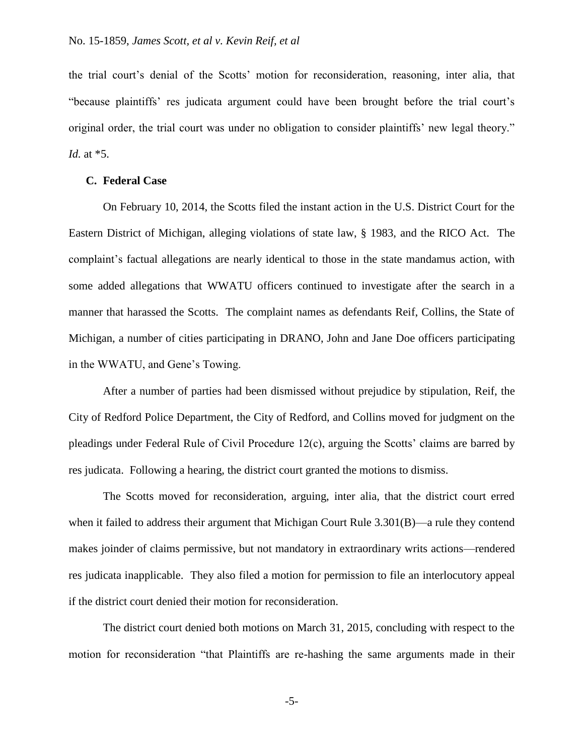the trial court's denial of the Scotts' motion for reconsideration, reasoning, inter alia, that "because plaintiffs' res judicata argument could have been brought before the trial court's original order, the trial court was under no obligation to consider plaintiffs' new legal theory." *Id.* at *5.

### C. Federal Case

On February 10, 2014, the Scotts filed the instant action in the U.S. District Court for the Eastern District of Michigan, alleging violations of state law, § 1983, and the RICO Act. The complaint's factual allegations are nearly identical to those in the state mandamus action, with some added allegations that WWATU officers continued to investigate after the search in a manner that harassed the Scotts. The complaint names as defendants Reif, Collins, the State of Michigan, a number of cities participating in DRANO, John and Jane Doe officers participating in the WWATU, and Gene's Towing.

After a number of parties had been dismissed without prejudice by stipulation, Reif, the City of Redford Police Department, the City of Redford, and Collins moved for judgment on the pleadings under Federal Rule of Civil Procedure 12(c), arguing the Scotts' claims are barred by res judicata. Following a hearing, the district court granted the motions to dismiss.

The Scotts moved for reconsideration, arguing, inter alia, that the district court erred when it failed to address their argument that Michigan Court Rule 3.301(B)—a rule they contend makes joinder of claims permissive, but not mandatory in extraordinary writs actions—rendered res judicata inapplicable. They also filed a motion for permission to file an interlocutory appeal if the district court denied their motion for reconsideration.

The district court denied both motions on March 31, 2015, concluding with respect to the motion for reconsideration "that Plaintiffs are re-hashing the same arguments made in their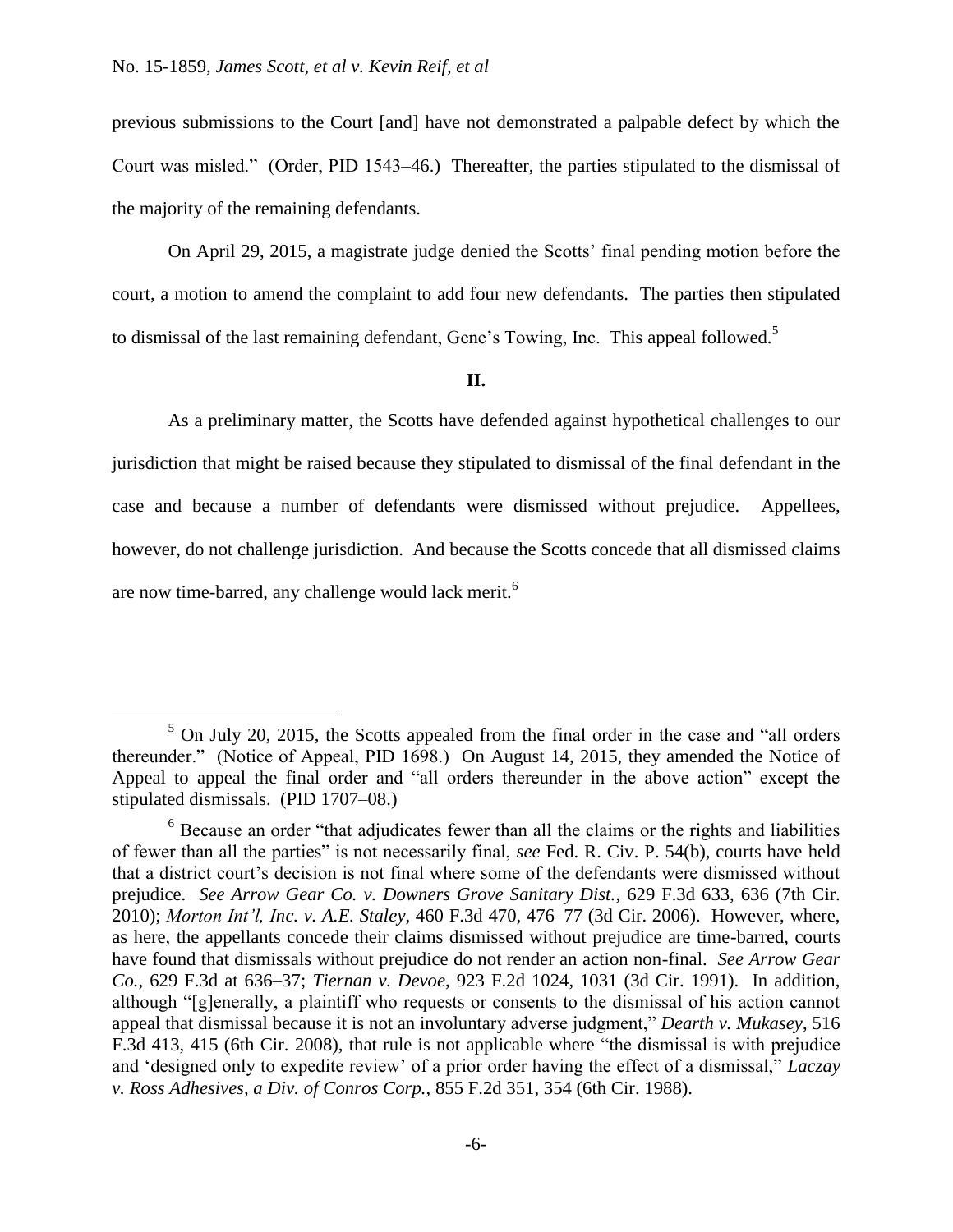previous submissions to the Court [and] have not demonstrated a palpable defect by which the Court was misled." (Order, PID 1543–46.) Thereafter, the parties stipulated to the dismissal of the majority of the remaining defendants.

On April 29, 2015, a magistrate judge denied the Scotts' final pending motion before the court, a motion to amend the complaint to add four new defendants. The parties then stipulated to dismissal of the last remaining defendant, Gene's Towing, Inc. This appeal followed.[5]

## II.

As a preliminary matter, the Scotts have defended against hypothetical challenges to our jurisdiction that might be raised because they stipulated to dismissal of the final defendant in the case and because a number of defendants were dismissed without prejudice. Appellees, however, do not challenge jurisdiction. And because the Scotts concede that all dismissed claims are now time-barred, any challenge would lack merit.[6]

---

[5] On July 20, 2015, the Scotts appealed from the final order in the case and "all orders thereunder." (Notice of Appeal, PID 1698.) On August 14, 2015, they amended the Notice of Appeal to appeal the final order and "all orders thereunder in the above action" except the stipulated dismissals. (PID 1707–08.)

[6] Because an order "that adjudicates fewer than all the claims or the rights and liabilities of fewer than all the parties" is not necessarily final, *see* Fed. R. Civ. P. 54(b), courts have held that a district court's decision is not final where some of the defendants were dismissed without prejudice. *See Arrow Gear Co. v. Downers Grove Sanitary Dist.*, 629 F.3d 633, 636 (7th Cir. 2010); *Morton Int'l, Inc. v. A.E. Staley*, 460 F.3d 470, 476–77 (3d Cir. 2006). However, where, as here, the appellants concede their claims dismissed without prejudice are time-barred, courts have found that dismissals without prejudice do not render an action non-final. *See Arrow Gear Co.*, 629 F.3d at 636–37; *Tiernan v. Devoe*, 923 F.2d 1024, 1031 (3d Cir. 1991). In addition, although "[g]enerally, a plaintiff who requests or consents to the dismissal of his action cannot appeal that dismissal because it is not an involuntary adverse judgment," *Dearth v. Mukasey*, 516 F.3d 413, 415 (6th Cir. 2008), that rule is not applicable where "the dismissal is with prejudice and 'designed only to expedite review' of a prior order having the effect of a dismissal," *Laczay v. Ross Adhesives, a Div. of Conros Corp.*, 855 F.2d 351, 354 (6th Cir. 1988).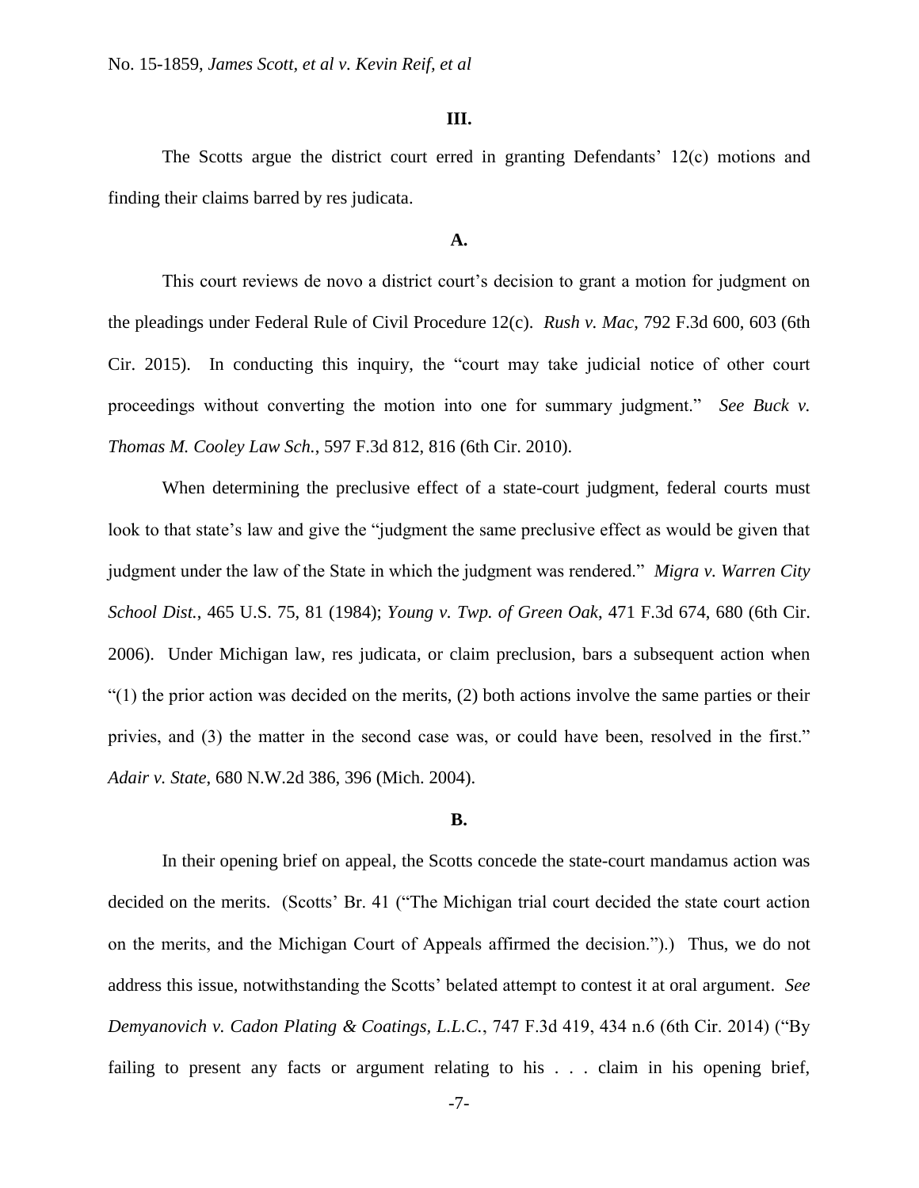### III.

The Scotts argue the district court erred in granting Defendants' 12(c) motions and finding their claims barred by res judicata.

### A.

This court reviews de novo a district court's decision to grant a motion for judgment on the pleadings under Federal Rule of Civil Procedure 12(c). *Rush v. Mac*, 792 F.3d 600, 603 (6th Cir. 2015). In conducting this inquiry, the "court may take judicial notice of other court proceedings without converting the motion into one for summary judgment." *See Buck v. Thomas M. Cooley Law Sch.*, 597 F.3d 812, 816 (6th Cir. 2010).

When determining the preclusive effect of a state-court judgment, federal courts must look to that state's law and give the "judgment the same preclusive effect as would be given that judgment under the law of the State in which the judgment was rendered." *Migra v. Warren City School Dist.*, 465 U.S. 75, 81 (1984); *Young v. Twp. of Green Oak*, 471 F.3d 674, 680 (6th Cir. 2006). Under Michigan law, res judicata, or claim preclusion, bars a subsequent action when "(1) the prior action was decided on the merits, (2) both actions involve the same parties or their privies, and (3) the matter in the second case was, or could have been, resolved in the first." *Adair v. State*, 680 N.W.2d 386, 396 (Mich. 2004).

### B.

In their opening brief on appeal, the Scotts concede the state-court mandamus action was decided on the merits. (Scotts' Br. 41 ("The Michigan trial court decided the state court action on the merits, and the Michigan Court of Appeals affirmed the decision.").) Thus, we do not address this issue, notwithstanding the Scotts' belated attempt to contest it at oral argument. *See Demyanovich v. Cadon Plating & Coatings, L.L.C.*, 747 F.3d 419, 434 n.6 (6th Cir. 2014) ("By failing to present any facts or argument relating to his . . . claim in his opening brief,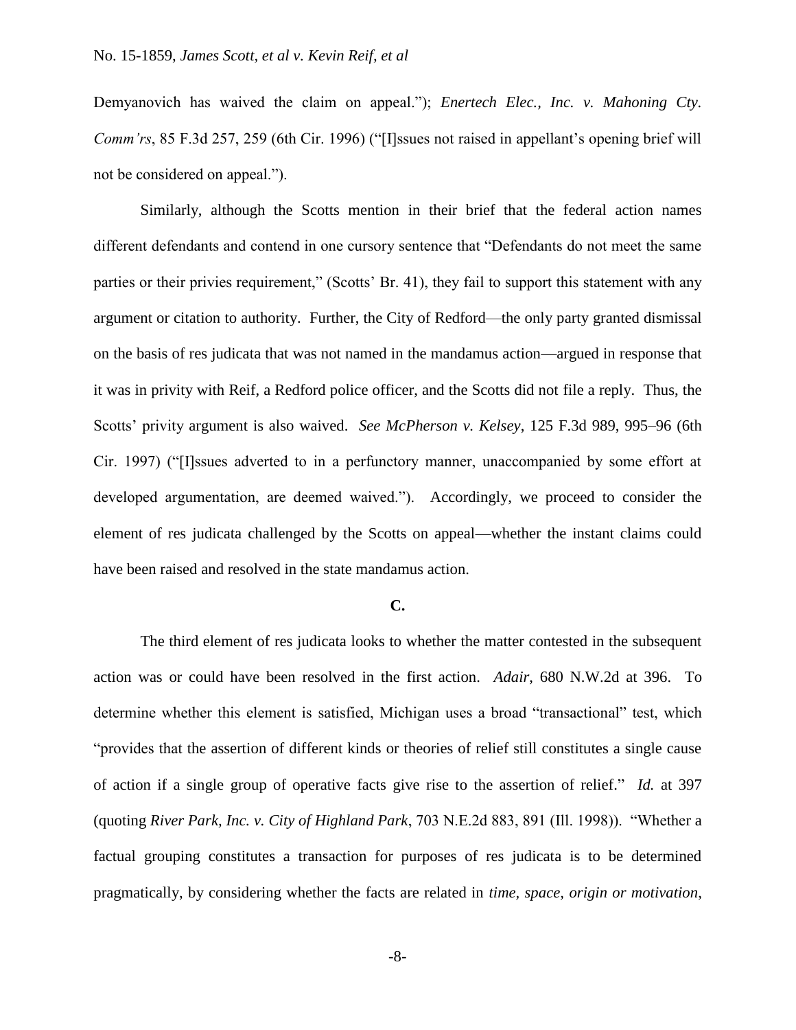Demyanovich has waived the claim on appeal."); *Enertech Elec., Inc. v. Mahoning Cty. Comm'rs*, 85 F.3d 257, 259 (6th Cir. 1996) ("[I]ssues not raised in appellant's opening brief will not be considered on appeal.").

Similarly, although the Scotts mention in their brief that the federal action names different defendants and contend in one cursory sentence that "Defendants do not meet the same parties or their privies requirement," (Scotts' Br. 41), they fail to support this statement with any argument or citation to authority. Further, the City of Redford—the only party granted dismissal on the basis of res judicata that was not named in the mandamus action—argued in response that it was in privity with Reif, a Redford police officer, and the Scotts did not file a reply. Thus, the Scotts' privity argument is also waived. *See McPherson v. Kelsey*, 125 F.3d 989, 995–96 (6th Cir. 1997) ("[I]ssues adverted to in a perfunctory manner, unaccompanied by some effort at developed argumentation, are deemed waived."). Accordingly, we proceed to consider the element of res judicata challenged by the Scotts on appeal—whether the instant claims could have been raised and resolved in the state mandamus action.

**C.**

The third element of res judicata looks to whether the matter contested in the subsequent action was or could have been resolved in the first action. *Adair*, 680 N.W.2d at 396. To determine whether this element is satisfied, Michigan uses a broad "transactional" test, which "provides that the assertion of different kinds or theories of relief still constitutes a single cause of action if a single group of operative facts give rise to the assertion of relief." *Id.* at 397 (quoting *River Park, Inc. v. City of Highland Park*, 703 N.E.2d 883, 891 (Ill. 1998)). "Whether a factual grouping constitutes a transaction for purposes of res judicata is to be determined pragmatically, by considering whether the facts are related in *time, space, origin or motivation*,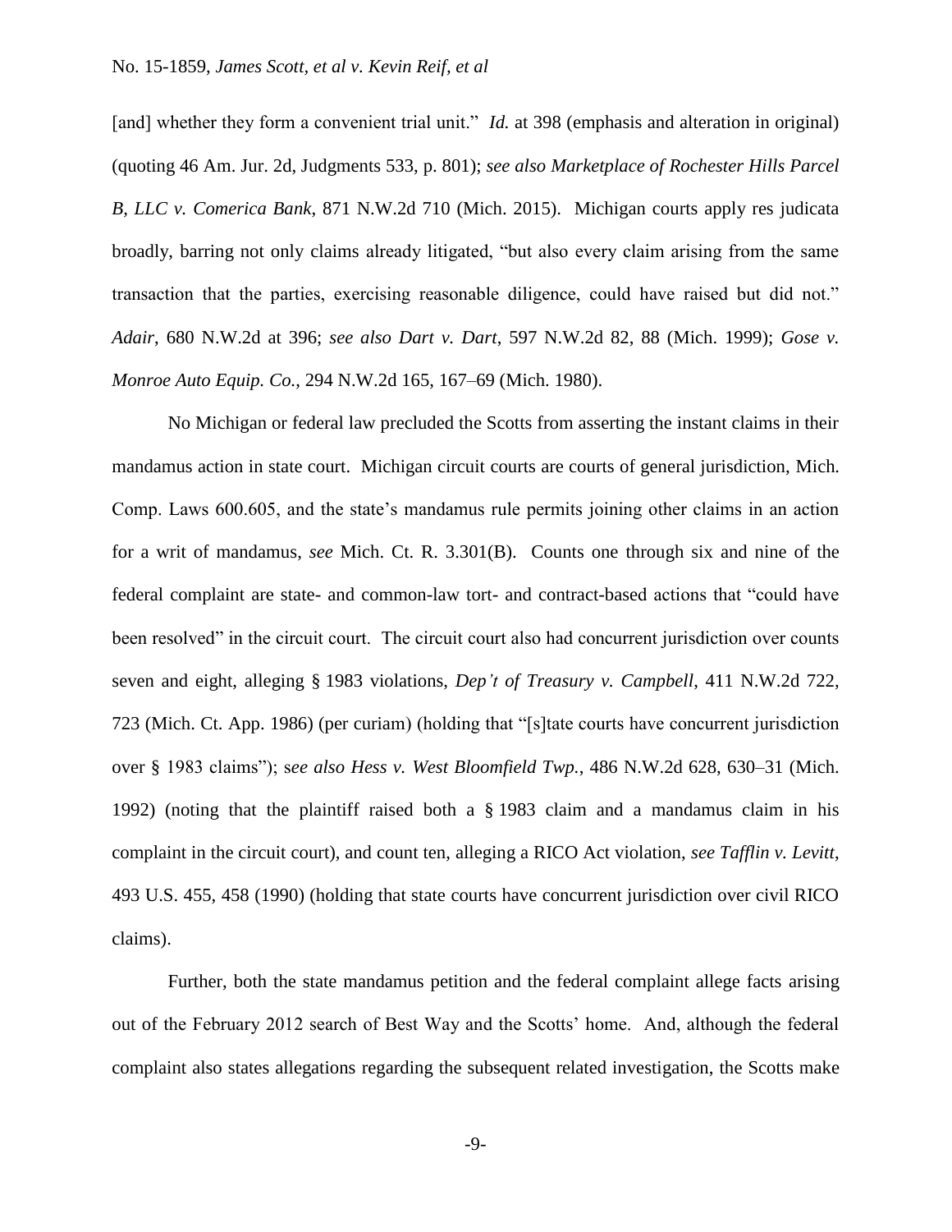[and] whether they form a convenient trial unit." *Id.* at 398 (emphasis and alteration in original) (quoting 46 Am. Jur. 2d, Judgments 533, p. 801); *see also Marketplace of Rochester Hills Parcel B, LLC v. Comerica Bank*, 871 N.W.2d 710 (Mich. 2015). Michigan courts apply res judicata broadly, barring not only claims already litigated, "but also every claim arising from the same transaction that the parties, exercising reasonable diligence, could have raised but did not." *Adair*, 680 N.W.2d at 396; *see also Dart v. Dart*, 597 N.W.2d 82, 88 (Mich. 1999); *Gose v. Monroe Auto Equip. Co.*, 294 N.W.2d 165, 167–69 (Mich. 1980).

No Michigan or federal law precluded the Scotts from asserting the instant claims in their mandamus action in state court. Michigan circuit courts are courts of general jurisdiction, Mich. Comp. Laws 600.605, and the state's mandamus rule permits joining other claims in an action for a writ of mandamus, *see* Mich. Ct. R. 3.301(B). Counts one through six and nine of the federal complaint are state- and common-law tort- and contract-based actions that "could have been resolved" in the circuit court. The circuit court also had concurrent jurisdiction over counts seven and eight, alleging § 1983 violations, *Dep't of Treasury v. Campbell*, 411 N.W.2d 722, 723 (Mich. Ct. App. 1986) (per curiam) (holding that "[s]tate courts have concurrent jurisdiction over § 1983 claims"); s*ee also Hess v. West Bloomfield Twp.*, 486 N.W.2d 628, 630–31 (Mich. 1992) (noting that the plaintiff raised both a § 1983 claim and a mandamus claim in his complaint in the circuit court), and count ten, alleging a RICO Act violation, *see Tafflin v. Levitt*, 493 U.S. 455, 458 (1990) (holding that state courts have concurrent jurisdiction over civil RICO claims).

Further, both the state mandamus petition and the federal complaint allege facts arising out of the February 2012 search of Best Way and the Scotts' home. And, although the federal complaint also states allegations regarding the subsequent related investigation, the Scotts make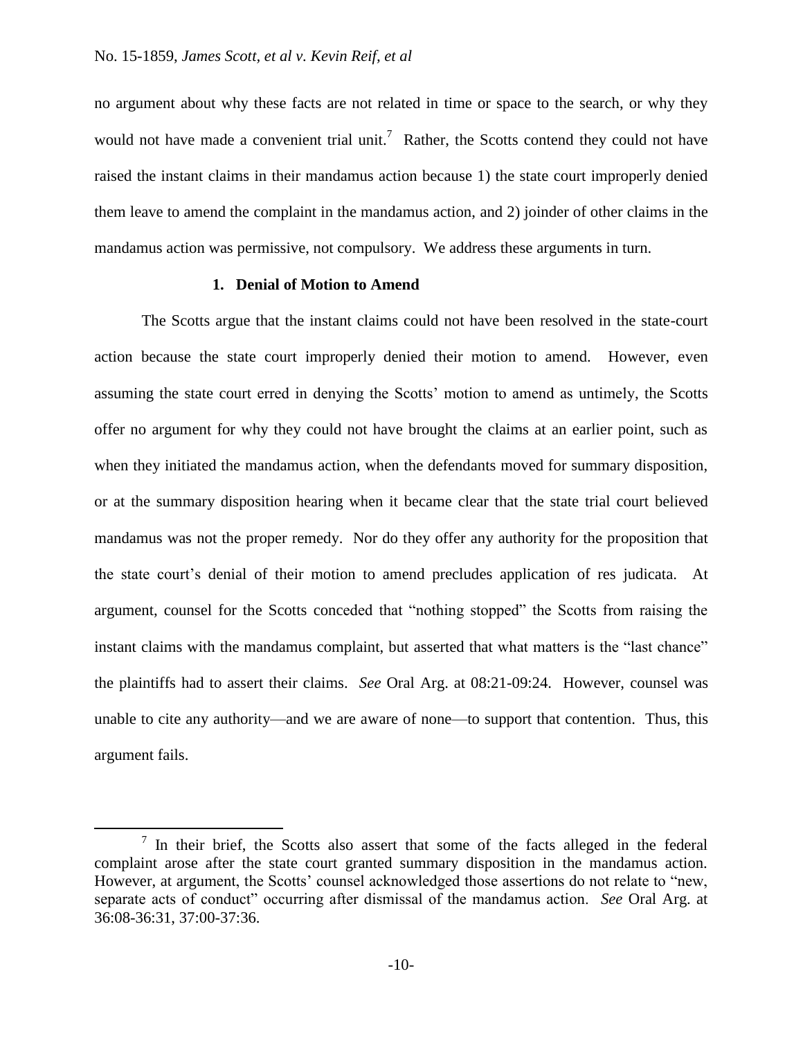no argument about why these facts are not related in time or space to the search, or why they would not have made a convenient trial unit.[7] Rather, the Scotts contend they could not have raised the instant claims in their mandamus action because 1) the state court improperly denied them leave to amend the complaint in the mandamus action, and 2) joinder of other claims in the mandamus action was permissive, not compulsory. We address these arguments in turn.

**1. Denial of Motion to Amend**

The Scotts argue that the instant claims could not have been resolved in the state-court action because the state court improperly denied their motion to amend. However, even assuming the state court erred in denying the Scotts' motion to amend as untimely, the Scotts offer no argument for why they could not have brought the claims at an earlier point, such as when they initiated the mandamus action, when the defendants moved for summary disposition, or at the summary disposition hearing when it became clear that the state trial court believed mandamus was not the proper remedy. Nor do they offer any authority for the proposition that the state court's denial of their motion to amend precludes application of res judicata. At argument, counsel for the Scotts conceded that "nothing stopped" the Scotts from raising the instant claims with the mandamus complaint, but asserted that what matters is the "last chance" the plaintiffs had to assert their claims. *See* Oral Arg. at 08:21-09:24. However, counsel was unable to cite any authority—and we are aware of none—to support that contention. Thus, this argument fails.

[7] In their brief, the Scotts also assert that some of the facts alleged in the federal complaint arose after the state court granted summary disposition in the mandamus action. However, at argument, the Scotts' counsel acknowledged those assertions do not relate to "new, separate acts of conduct" occurring after dismissal of the mandamus action. *See* Oral Arg. at 36:08-36:31, 37:00-37:36.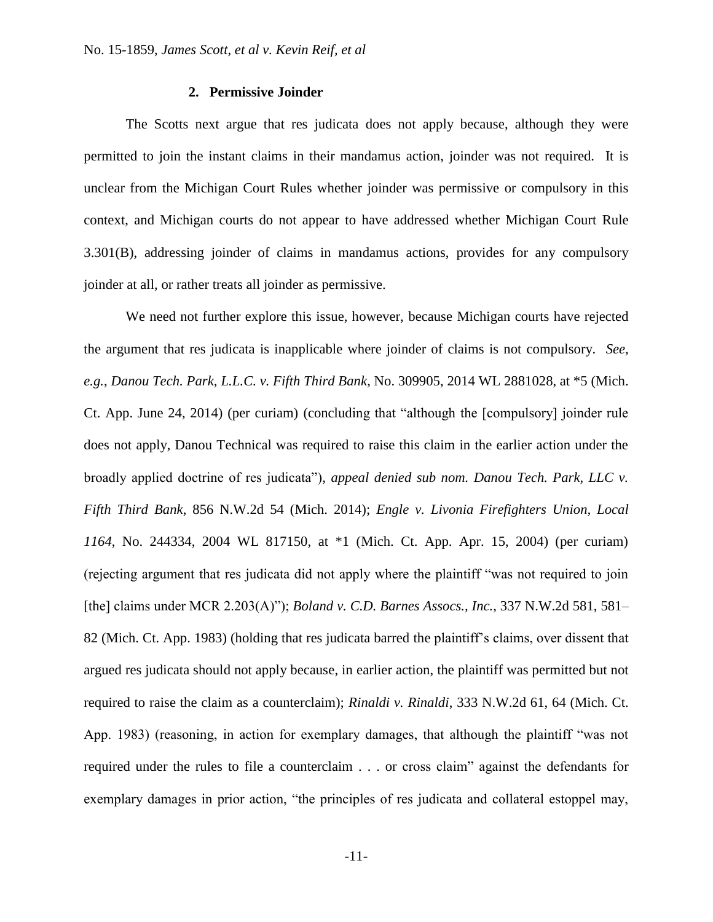### 2. Permissive Joinder

The Scotts next argue that res judicata does not apply because, although they were permitted to join the instant claims in their mandamus action, joinder was not required. It is unclear from the Michigan Court Rules whether joinder was permissive or compulsory in this context, and Michigan courts do not appear to have addressed whether Michigan Court Rule 3.301(B), addressing joinder of claims in mandamus actions, provides for any compulsory joinder at all, or rather treats all joinder as permissive.

We need not further explore this issue, however, because Michigan courts have rejected the argument that res judicata is inapplicable where joinder of claims is not compulsory. *See, e.g.*, *Danou Tech. Park, L.L.C. v. Fifth Third Bank*, No. 309905, 2014 WL 2881028, at *5 (Mich. Ct. App. June 24, 2014) (per curiam) (concluding that "although the [compulsory] joinder rule does not apply, Danou Technical was required to raise this claim in the earlier action under the broadly applied doctrine of res judicata"), *appeal denied sub nom. Danou Tech. Park, LLC v. Fifth Third Bank*, 856 N.W.2d 54 (Mich. 2014); *Engle v. Livonia Firefighters Union, Local 1164*, No. 244334, 2004 WL 817150, at *1 (Mich. Ct. App. Apr. 15, 2004) (per curiam) (rejecting argument that res judicata did not apply where the plaintiff "was not required to join [the] claims under MCR 2.203(A)"); *Boland v. C.D. Barnes Assocs., Inc.*, 337 N.W.2d 581, 581–82 (Mich. Ct. App. 1983) (holding that res judicata barred the plaintiff's claims, over dissent that argued res judicata should not apply because, in earlier action, the plaintiff was permitted but not required to raise the claim as a counterclaim); *Rinaldi v. Rinaldi*, 333 N.W.2d 61, 64 (Mich. Ct. App. 1983) (reasoning, in action for exemplary damages, that although the plaintiff "was not required under the rules to file a counterclaim . . . or cross claim" against the defendants for exemplary damages in prior action, "the principles of res judicata and collateral estoppel may,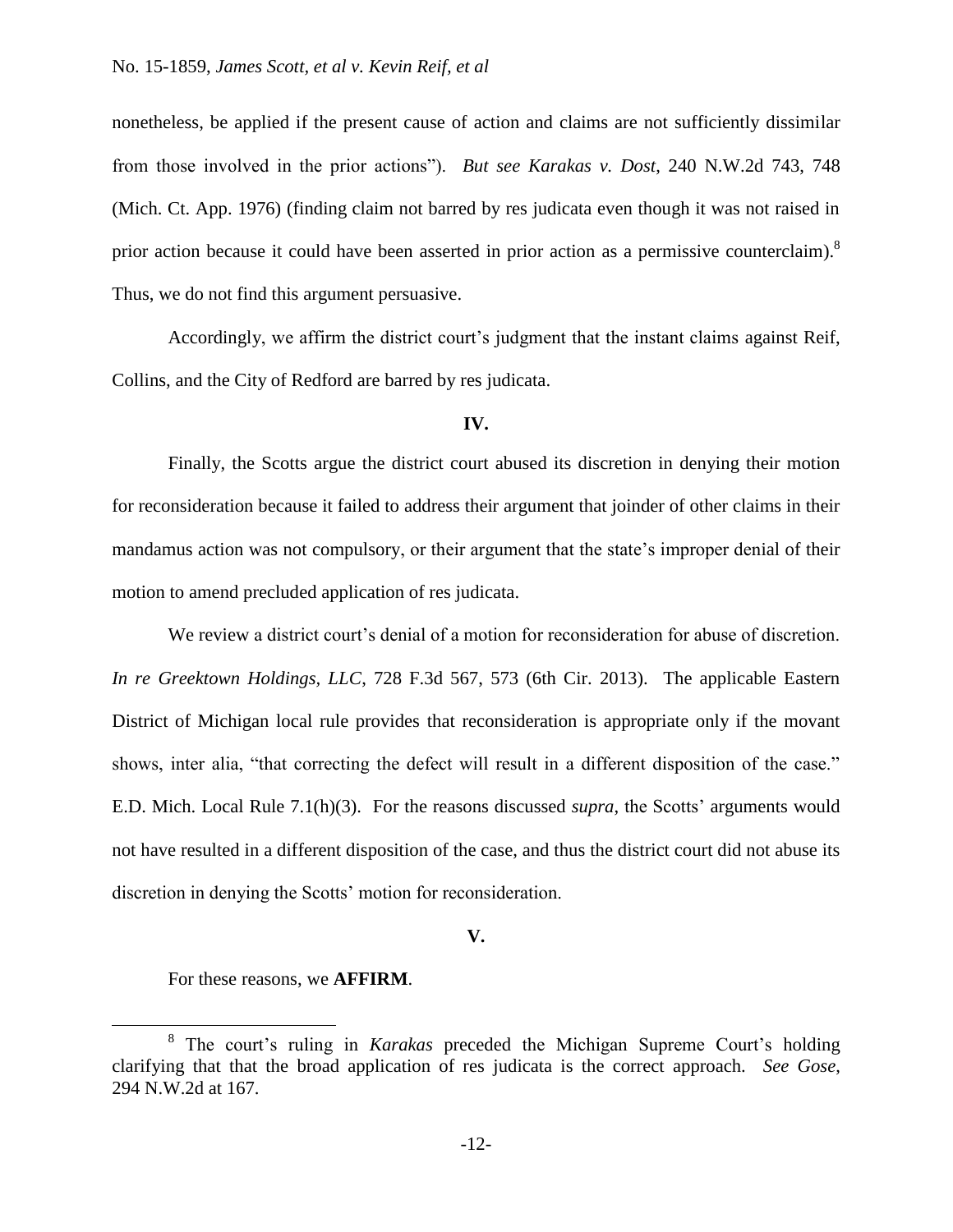nonetheless, be applied if the present cause of action and claims are not sufficiently dissimilar from those involved in the prior actions"). *But see Karakas v. Dost*, 240 N.W.2d 743, 748 (Mich. Ct. App. 1976) (finding claim not barred by res judicata even though it was not raised in prior action because it could have been asserted in prior action as a permissive counterclaim).[8] Thus, we do not find this argument persuasive.

Accordingly, we affirm the district court's judgment that the instant claims against Reif, Collins, and the City of Redford are barred by res judicata.

## IV.

Finally, the Scotts argue the district court abused its discretion in denying their motion for reconsideration because it failed to address their argument that joinder of other claims in their mandamus action was not compulsory, or their argument that the state's improper denial of their motion to amend precluded application of res judicata.

We review a district court's denial of a motion for reconsideration for abuse of discretion. *In re Greektown Holdings, LLC*, 728 F.3d 567, 573 (6th Cir. 2013). The applicable Eastern District of Michigan local rule provides that reconsideration is appropriate only if the movant shows, inter alia, "that correcting the defect will result in a different disposition of the case." E.D. Mich. Local Rule 7.1(h)(3). For the reasons discussed *supra*, the Scotts' arguments would not have resulted in a different disposition of the case, and thus the district court did not abuse its discretion in denying the Scotts' motion for reconsideration.

## V.

For these reasons, we **AFFIRM**.

---

[8] The court's ruling in *Karakas* preceded the Michigan Supreme Court's holding clarifying that that the broad application of res judicata is the correct approach. *See Gose*, 294 N.W.2d at 167.